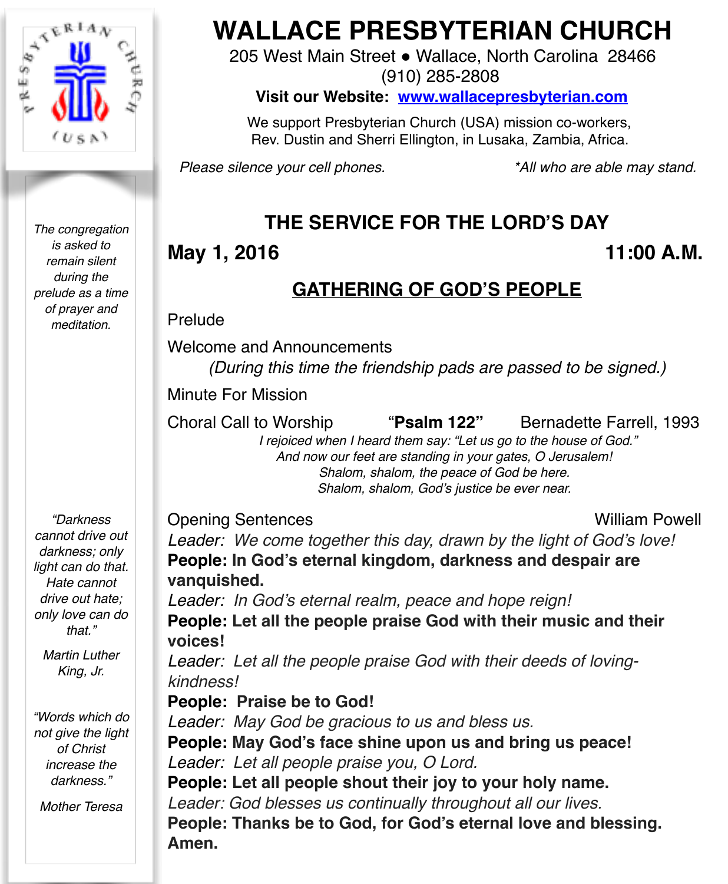# WALLACE PRESBYTERIAN CHURCH

205 West Main Street ● Wallace, North Carolina 28466
(910) 285-2808

**Visit our Website: www.wallacepresbyterian.com**

We support Presbyterian Church (USA) mission co-workers, Rev. Dustin and Sherri Ellington, in Lusaka, Zambia, Africa.

*Please silence your cell phones.* *\*All who are able may stand.*

*The congregation is asked to remain silent during the prelude as a time of prayer and meditation.*

*"Darkness cannot drive out darkness; only light can do that. Hate cannot drive out hate; only love can do that."*

*Martin Luther King, Jr.*

*"Words which do not give the light of Christ increase the darkness."*

*Mother Teresa*

## THE SERVICE FOR THE LORD'S DAY

**May 1, 2016** **11:00 A.M.**

## GATHERING OF GOD'S PEOPLE

Prelude

Welcome and Announcements

*(During this time the friendship pads are passed to be signed.)*

Minute For Mission

Choral Call to Worship "**Psalm 122**" Bernadette Farrell, 1993

*I rejoiced when I heard them say: "Let us go to the house of God."*
*And now our feet are standing in your gates, O Jerusalem!*
*Shalom, shalom, the peace of God be here.*
*Shalom, shalom, God's justice be ever near.*

Opening Sentences William Powell

*Leader: We come together this day, drawn by the light of God's love!*
**People: In God's eternal kingdom, darkness and despair are vanquished.**
*Leader: In God's eternal realm, peace and hope reign!*
**People: Let all the people praise God with their music and their voices!**
*Leader: Let all the people praise God with their deeds of loving-kindness!*
**People: Praise be to God!**
*Leader: May God be gracious to us and bless us.*
**People: May God's face shine upon us and bring us peace!**
*Leader: Let all people praise you, O Lord.*
**People: Let all people shout their joy to your holy name.**
*Leader: God blesses us continually throughout all our lives.*
**People: Thanks be to God, for God's eternal love and blessing. Amen.**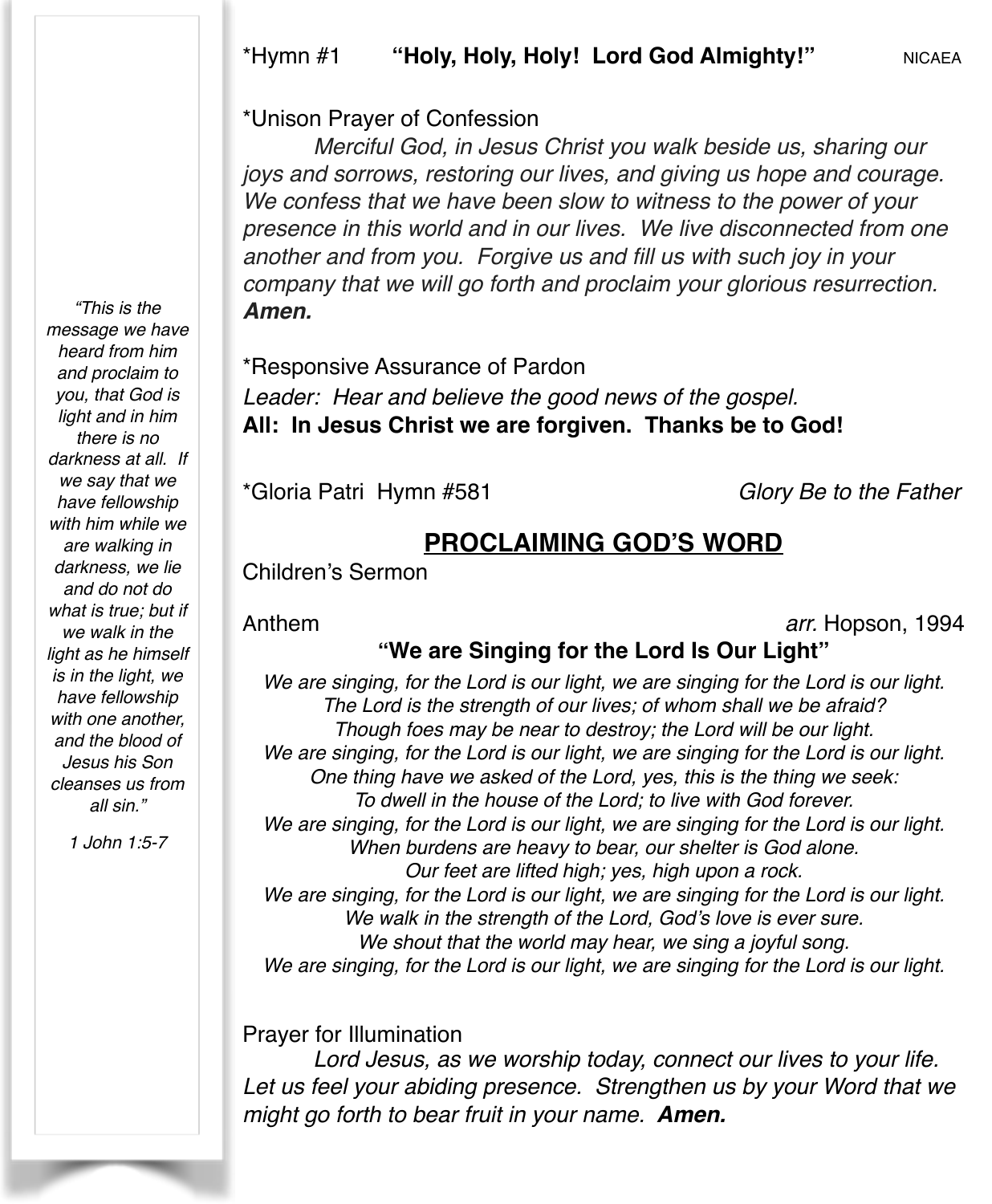*Hymn #1 **"Holy, Holy, Holy! Lord God Almighty!"** NICAEA

*Unison Prayer of Confession

*Merciful God, in Jesus Christ you walk beside us, sharing our joys and sorrows, restoring our lives, and giving us hope and courage. We confess that we have been slow to witness to the power of your presence in this world and in our lives. We live disconnected from one another and from you. Forgive us and fill us with such joy in your company that we will go forth and proclaim your glorious resurrection.* ***Amen.***

*Responsive Assurance of Pardon

*Leader: Hear and believe the good news of the gospel.*

**All: In Jesus Christ we are forgiven. Thanks be to God!**

*Gloria Patri Hymn #581 *Glory Be to the Father*

## PROCLAIMING GOD'S WORD

Children's Sermon

Anthem *arr.* Hopson, 1994

**"We are Singing for the Lord Is Our Light"**

*We are singing, for the Lord is our light, we are singing for the Lord is our light.*
*The Lord is the strength of our lives; of whom shall we be afraid?*
*Though foes may be near to destroy; the Lord will be our light.*
*We are singing, for the Lord is our light, we are singing for the Lord is our light.*
*One thing have we asked of the Lord, yes, this is the thing we seek:*
*To dwell in the house of the Lord; to live with God forever.*
*We are singing, for the Lord is our light, we are singing for the Lord is our light.*
*When burdens are heavy to bear, our shelter is God alone.*
*Our feet are lifted high; yes, high upon a rock.*
*We are singing, for the Lord is our light, we are singing for the Lord is our light.*
*We walk in the strength of the Lord, God's love is ever sure.*
*We shout that the world may hear, we sing a joyful song.*
*We are singing, for the Lord is our light, we are singing for the Lord is our light.*

Prayer for Illumination

*Lord Jesus, as we worship today, connect our lives to your life. Let us feel your abiding presence. Strengthen us by your Word that we might go forth to bear fruit in your name.* ***Amen.***

*"This is the message we have heard from him and proclaim to you, that God is light and in him there is no darkness at all. If we say that we have fellowship with him while we are walking in darkness, we lie and do not do what is true; but if we walk in the light as he himself is in the light, we have fellowship with one another, and the blood of Jesus his Son cleanses us from all sin."*

*1 John 1:5-7*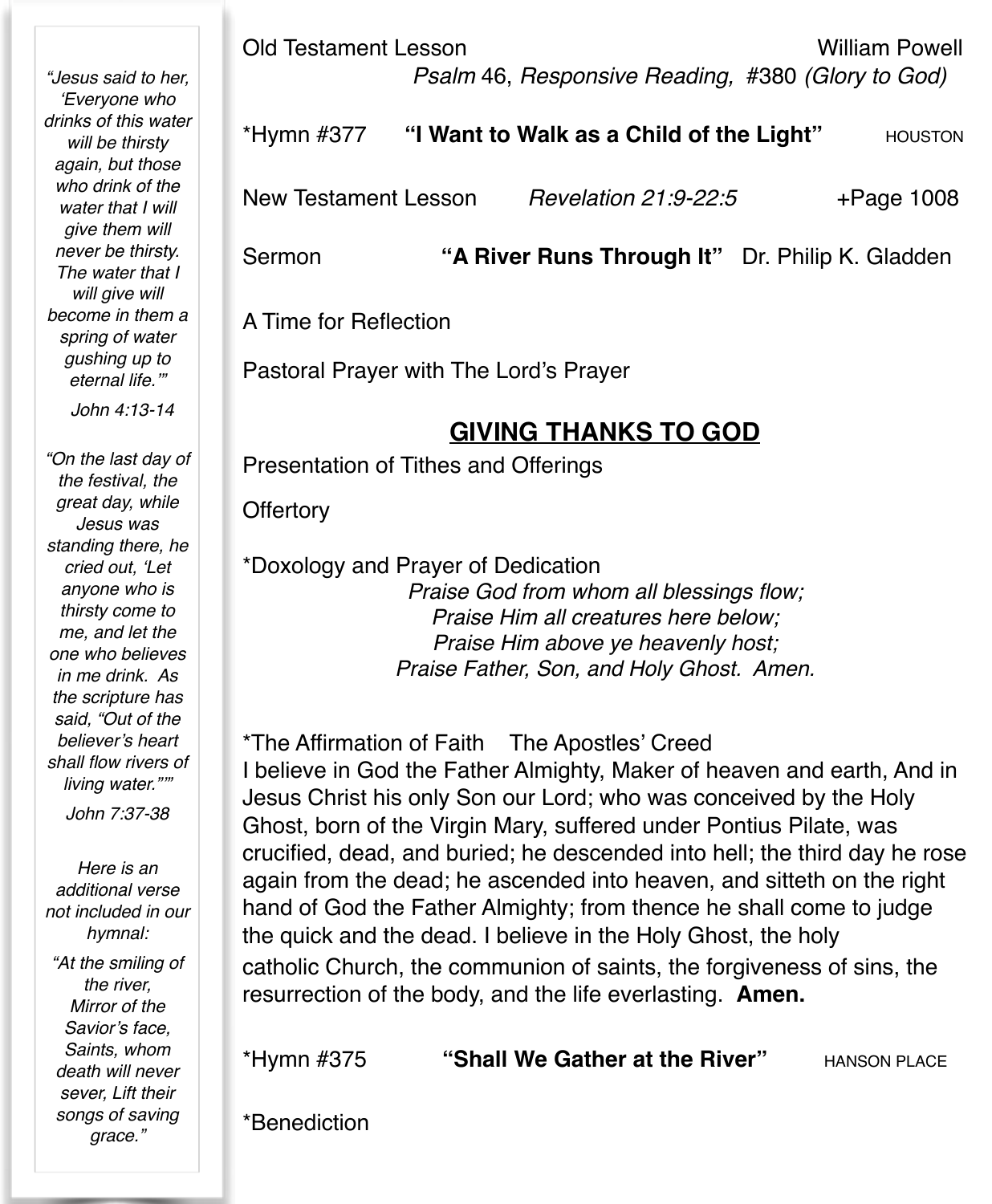*"Jesus said to her, 'Everyone who drinks of this water will be thirsty again, but those who drink of the water that I will give them will never be thirsty. The water that I will give will become in them a spring of water gushing up to eternal life.'"*

*John 4:13-14*

*"On the last day of the festival, the great day, while Jesus was standing there, he cried out, 'Let anyone who is thirsty come to me, and let the one who believes in me drink. As the scripture has said, "Out of the believer's heart shall flow rivers of living water."'"*

*John 7:37-38*

*Here is an additional verse not included in our hymnal:*

*"At the smiling of the river,*
*Mirror of the Savior's face,*
*Saints, whom death will never sever, Lift their songs of saving grace."*

Old Testament Lesson — William Powell

*Psalm* 46, *Responsive Reading,* #380 *(Glory to God)*

*Hymn #377 **"I Want to Walk as a Child of the Light"** HOUSTON

New Testament Lesson *Revelation 21:9-22:5* +Page 1008

Sermon **"A River Runs Through It"** Dr. Philip K. Gladden

A Time for Reflection

Pastoral Prayer with The Lord's Prayer

## GIVING THANKS TO GOD

Presentation of Tithes and Offerings

Offertory

*Doxology and Prayer of Dedication

*Praise God from whom all blessings flow;*
*Praise Him all creatures here below;*
*Praise Him above ye heavenly host;*
*Praise Father, Son, and Holy Ghost. Amen.*

*The Affirmation of Faith The Apostles' Creed

I believe in God the Father Almighty, Maker of heaven and earth, And in Jesus Christ his only Son our Lord; who was conceived by the Holy Ghost, born of the Virgin Mary, suffered under Pontius Pilate, was crucified, dead, and buried; he descended into hell; the third day he rose again from the dead; he ascended into heaven, and sitteth on the right hand of God the Father Almighty; from thence he shall come to judge the quick and the dead. I believe in the Holy Ghost, the holy catholic Church, the communion of saints, the forgiveness of sins, the resurrection of the body, and the life everlasting. **Amen.**

*Hymn #375 **"Shall We Gather at the River"** HANSON PLACE

*Benediction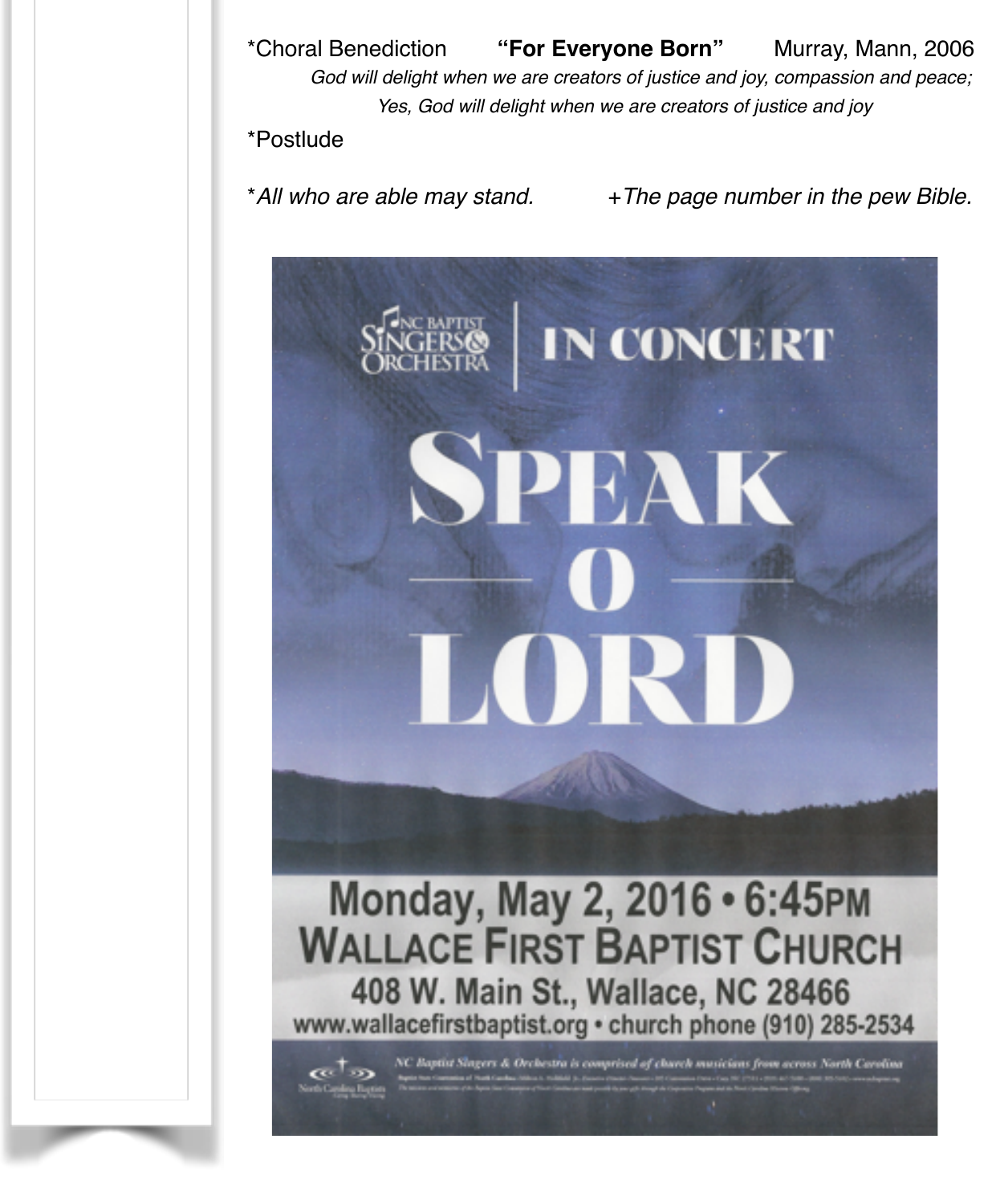*Choral Benediction **"For Everyone Born"** Murray, Mann, 2006

*God will delight when we are creators of justice and joy, compassion and peace;*
*Yes, God will delight when we are creators of justice and joy*

*Postlude

**All who are able may stand.* +*The page number in the pew Bible.*

NC BAPTIST SINGERS & ORCHESTRA | IN CONCERT

# SPEAK O LORD

**Monday, May 2, 2016 • 6:45PM**
**WALLACE FIRST BAPTIST CHURCH**
**408 W. Main St., Wallace, NC 28466**
**www.wallacefirstbaptist.org • church phone (910) 285-2534**

*NC Baptist Singers & Orchestra is comprised of church musicians from across North Carolina*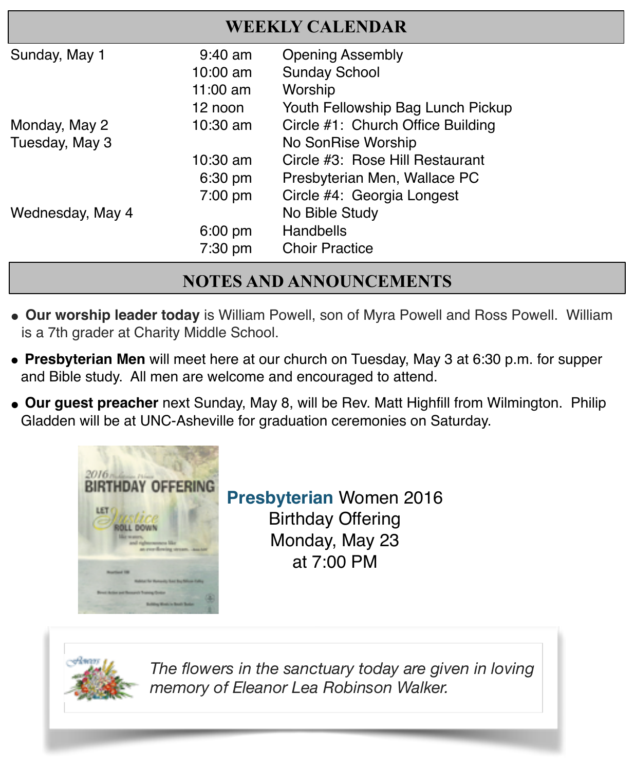## WEEKLY CALENDAR

| | | |
|---|---|---|
| Sunday, May 1 | 9:40 am | Opening Assembly |
| | 10:00 am | Sunday School |
| | 11:00 am | Worship |
| | 12 noon | Youth Fellowship Bag Lunch Pickup |
| Monday, May 2 | 10:30 am | Circle #1: Church Office Building |
| Tuesday, May 3 | | No SonRise Worship |
| | 10:30 am | Circle #3: Rose Hill Restaurant |
| | 6:30 pm | Presbyterian Men, Wallace PC |
| | 7:00 pm | Circle #4: Georgia Longest |
| Wednesday, May 4 | | No Bible Study |
| | 6:00 pm | Handbells |
| | 7:30 pm | Choir Practice |

## NOTES AND ANNOUNCEMENTS

- **Our worship leader today** is William Powell, son of Myra Powell and Ross Powell. William is a 7th grader at Charity Middle School.
- **Presbyterian Men** will meet here at our church on Tuesday, May 3 at 6:30 p.m. for supper and Bible study. All men are welcome and encouraged to attend.
- **Our guest preacher** next Sunday, May 8, will be Rev. Matt Highfill from Wilmington. Philip Gladden will be at UNC-Asheville for graduation ceremonies on Saturday.

**Presbyterian** Women 2016
Birthday Offering
Monday, May 23
at 7:00 PM

*The flowers in the sanctuary today are given in loving memory of Eleanor Lea Robinson Walker.*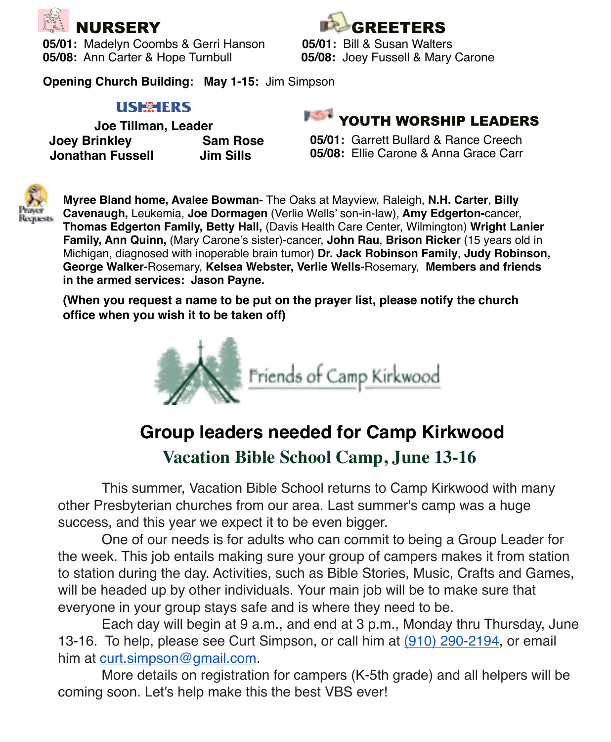## NURSERY

**05/01:** Madelyn Coombs & Gerri Hanson
**05/08:** Ann Carter & Hope Turnbull

## GREETERS

**05/01:** Bill & Susan Walters
**05/08:** Joey Fussell & Mary Carone

**Opening Church Building: May 1-15:** Jim Simpson

## USHERS

**Joe Tillman, Leader**

**Joey Brinkley** **Sam Rose**
**Jonathan Fussell** **Jim Sills**

## YOUTH WORSHIP LEADERS

**05/01:** Garrett Bullard & Rance Creech
**05/08:** Ellie Carone & Anna Grace Carr

## Prayer Requests

**Myree Bland home, Avalee Bowman-** The Oaks at Mayview, Raleigh, **N.H. Carter**, **Billy Cavenaugh,** Leukemia, **Joe Dormagen** (Verlie Wells' son-in-law), **Amy Edgerton-**cancer, **Thomas Edgerton Family, Betty Hall,** (Davis Health Care Center, Wilmington) **Wright Lanier Family, Ann Quinn,** (Mary Carone's sister)-cancer, **John Rau**, **Brison Ricker** (15 years old in Michigan, diagnosed with inoperable brain tumor) **Dr. Jack Robinson Family**, **Judy Robinson, George Walker-**Rosemary, **Kelsea Webster, Verlie Wells-**Rosemary, **Members and friends in the armed services: Jason Payne.**

**(When you request a name to be put on the prayer list, please notify the church office when you wish it to be taken off)**

Friends of Camp Kirkwood

# Group leaders needed for Camp Kirkwood

## Vacation Bible School Camp, June 13-16

This summer, Vacation Bible School returns to Camp Kirkwood with many other Presbyterian churches from our area. Last summer's camp was a huge success, and this year we expect it to be even bigger.

One of our needs is for adults who can commit to being a Group Leader for the week. This job entails making sure your group of campers makes it from station to station during the day. Activities, such as Bible Stories, Music, Crafts and Games, will be headed up by other individuals. Your main job will be to make sure that everyone in your group stays safe and is where they need to be.

Each day will begin at 9 a.m., and end at 3 p.m., Monday thru Thursday, June 13-16. To help, please see Curt Simpson, or call him at (910) 290-2194, or email him at curt.simpson@gmail.com.

More details on registration for campers (K-5th grade) and all helpers will be coming soon. Let's help make this the best VBS ever!